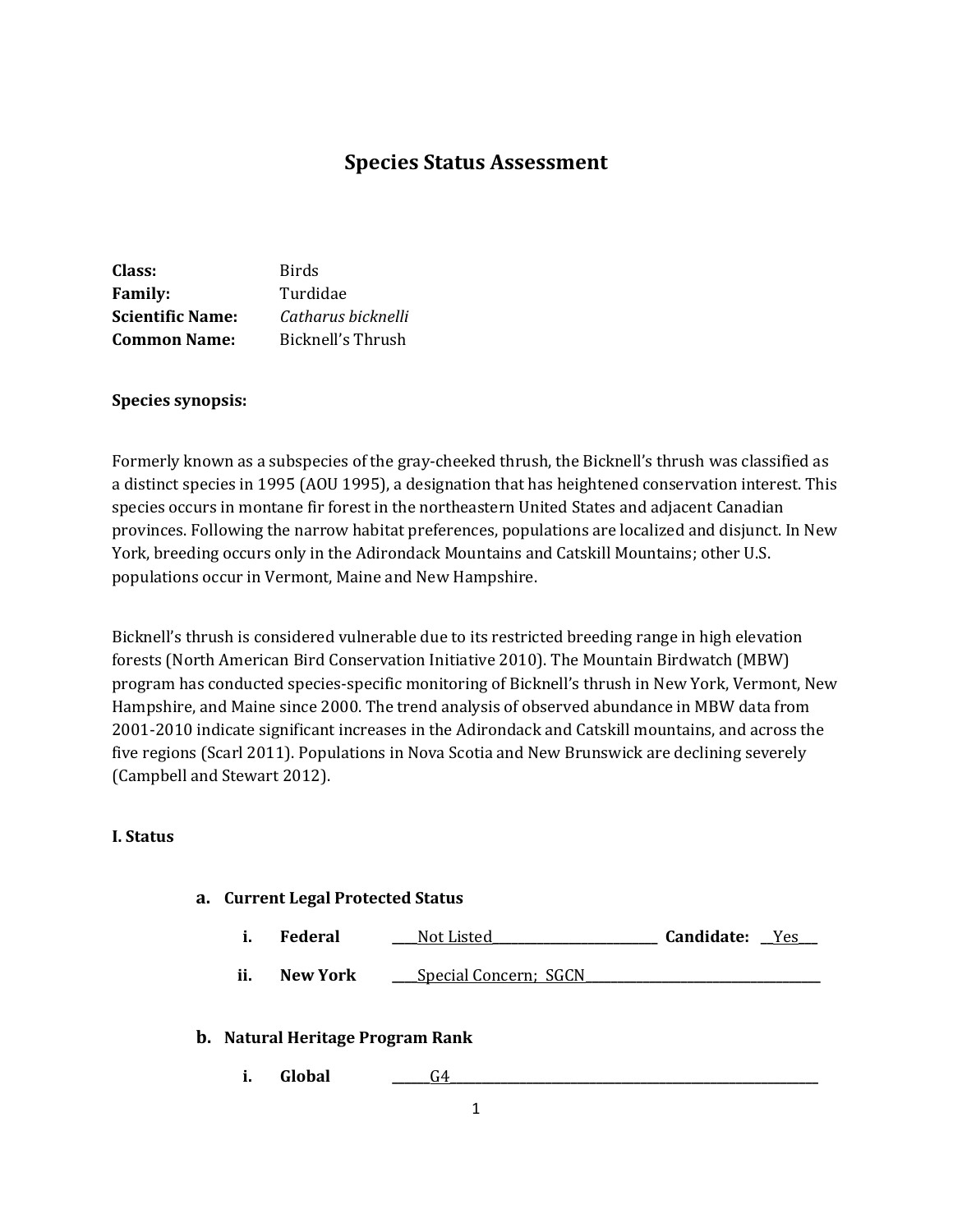# Species Status Assessment

**Class:** Birds
**Family:** Turdidae
**Scientific Name:** *Catharus bicknelli*
**Common Name:** Bicknell's Thrush

**Species synopsis:**

Formerly known as a subspecies of the gray-cheeked thrush, the Bicknell's thrush was classified as a distinct species in 1995 (AOU 1995), a designation that has heightened conservation interest. This species occurs in montane fir forest in the northeastern United States and adjacent Canadian provinces. Following the narrow habitat preferences, populations are localized and disjunct. In New York, breeding occurs only in the Adirondack Mountains and Catskill Mountains; other U.S. populations occur in Vermont, Maine and New Hampshire.

Bicknell's thrush is considered vulnerable due to its restricted breeding range in high elevation forests (North American Bird Conservation Initiative 2010). The Mountain Birdwatch (MBW) program has conducted species-specific monitoring of Bicknell's thrush in New York, Vermont, New Hampshire, and Maine since 2000. The trend analysis of observed abundance in MBW data from 2001-2010 indicate significant increases in the Adirondack and Catskill mountains, and across the five regions (Scarl 2011). Populations in Nova Scotia and New Brunswick are declining severely (Campbell and Stewart 2012).

## I. Status

### a. Current Legal Protected Status

i. **Federal** ____Not Listed____ **Candidate:** __Yes__

ii. **New York** ____Special Concern; SGCN____

### b. Natural Heritage Program Rank

i. **Global** ______G4______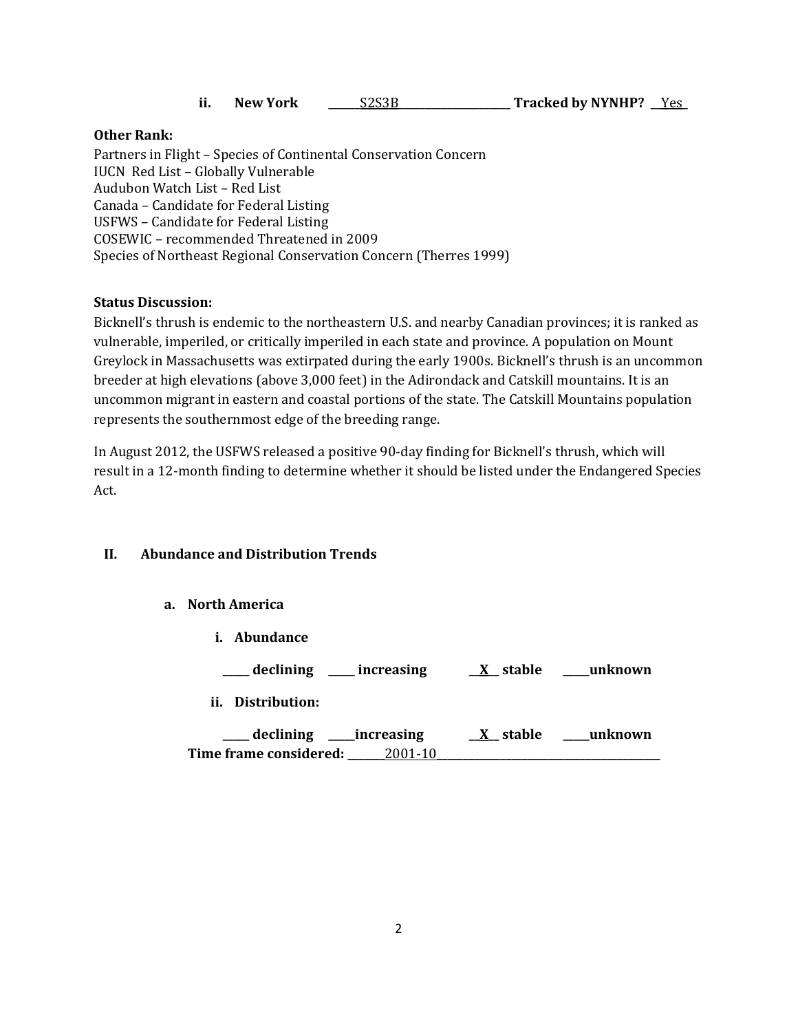**ii. New York** ______S2S3B____________________ **Tracked by NYNHP?** __Yes_

**Other Rank:**

Partners in Flight – Species of Continental Conservation Concern
IUCN Red List – Globally Vulnerable
Audubon Watch List – Red List
Canada – Candidate for Federal Listing
USFWS – Candidate for Federal Listing
COSEWIC – recommended Threatened in 2009
Species of Northeast Regional Conservation Concern (Therres 1999)

**Status Discussion:**

Bicknell's thrush is endemic to the northeastern U.S. and nearby Canadian provinces; it is ranked as vulnerable, imperiled, or critically imperiled in each state and province. A population on Mount Greylock in Massachusetts was extirpated during the early 1900s. Bicknell's thrush is an uncommon breeder at high elevations (above 3,000 feet) in the Adirondack and Catskill mountains. It is an uncommon migrant in eastern and coastal portions of the state. The Catskill Mountains population represents the southernmost edge of the breeding range.

In August 2012, the USFWS released a positive 90-day finding for Bicknell's thrush, which will result in a 12-month finding to determine whether it should be listed under the Endangered Species Act.

## II. Abundance and Distribution Trends

### a. North America

**i. Abundance**

**_____ declining _____ increasing __X__ stable _____unknown**

**ii. Distribution:**

**_____ declining _____increasing __X__ stable _____unknown**

**Time frame considered:** _______2001-10_______________________________________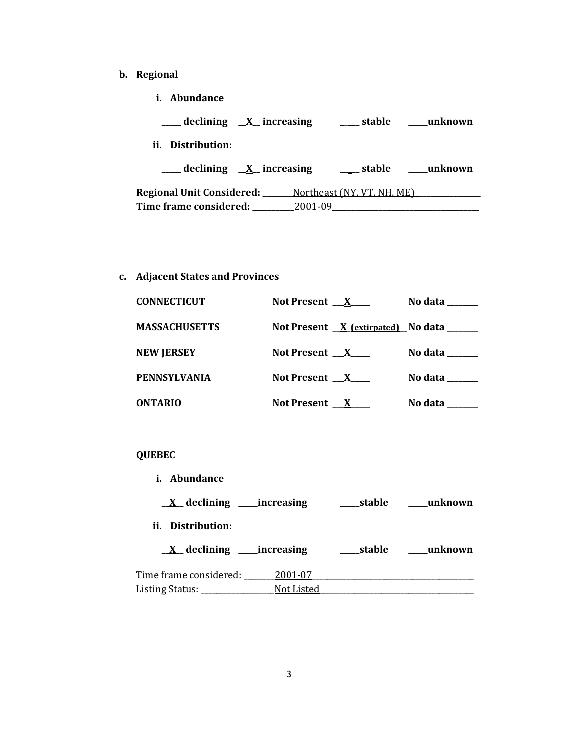**b. Regional**

**i. Abundance**

**_____ declining __X__ increasing ____ stable _____unknown**

**ii. Distribution:**

**_____ declining __X__ increasing ____ stable _____unknown**

**Regional Unit Considered:** ________Northeast (NY, VT, NH, ME)________________
**Time frame considered:** ___________2001-09_____________________________________

**c. Adjacent States and Provinces**

| | | |
|---|---|---|
| **CONNECTICUT** | **Not Present ___X_____** | **No data ________** |
| **MASSACHUSETTS** | **Not Present __X (extirpated)__** | **No data ________** |
| **NEW JERSEY** | **Not Present ___X_____** | **No data ________** |
| **PENNSYLVANIA** | **Not Present ___X_____** | **No data ________** |
| **ONTARIO** | **Not Present ___X_____** | **No data ________** |

**QUEBEC**

**i. Abundance**

**__X__ declining _____increasing _____stable _____unknown**

**ii. Distribution:**

**__X__ declining _____increasing _____stable _____unknown**

Time frame considered: ________2001-07________________________________________
Listing Status: __________________Not Listed_______________________________________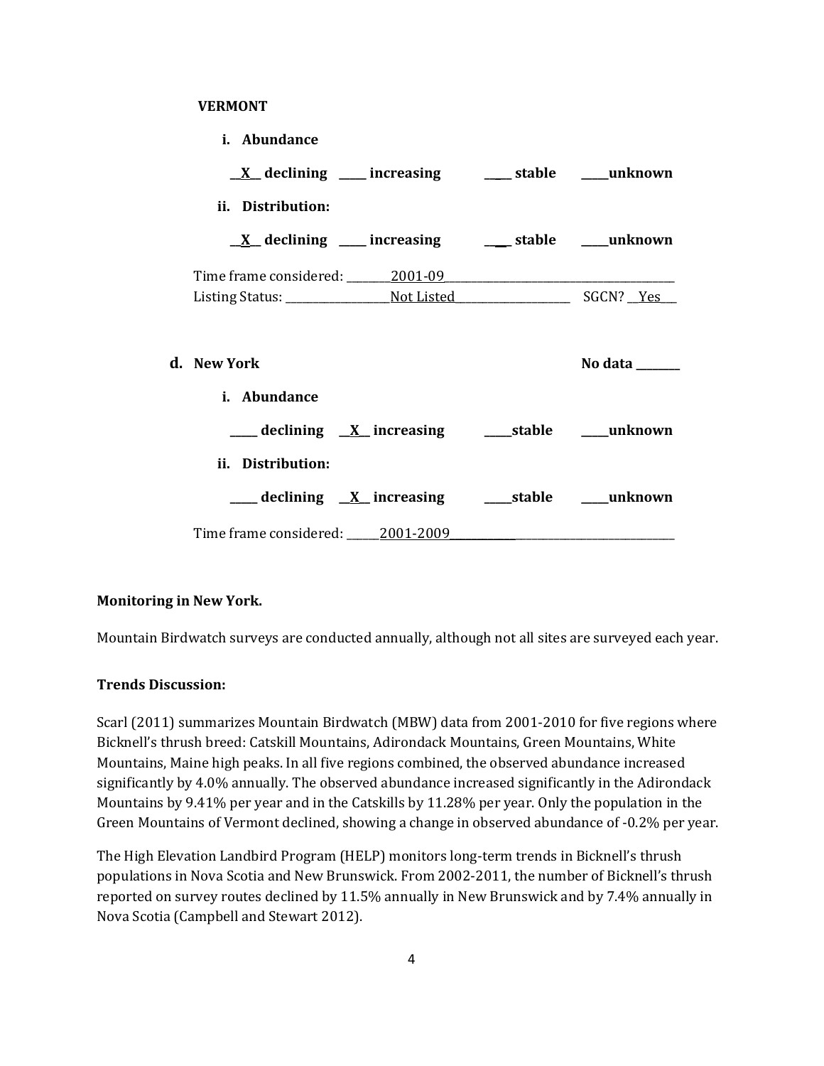**VERMONT**

**i. Abundance**

**\_\_X\_\_ declining \_\_\_\_ increasing \_\_\_\_ stable \_\_\_\_unknown**

**ii. Distribution:**

**\_\_X\_\_ declining \_\_\_\_ increasing \_\_\_\_ stable \_\_\_\_unknown**

Time frame considered: 2001-09

Listing Status: Not Listed SGCN? Yes

**d. New York** **No data \_\_\_\_\_\_\_**

**i. Abundance**

**\_\_\_\_ declining \_\_X\_\_ increasing \_\_\_\_stable \_\_\_\_unknown**

**ii. Distribution:**

**\_\_\_\_ declining \_\_X\_\_ increasing \_\_\_\_stable \_\_\_\_unknown**

Time frame considered: 2001-2009

**Monitoring in New York.**

Mountain Birdwatch surveys are conducted annually, although not all sites are surveyed each year.

**Trends Discussion:**

Scarl (2011) summarizes Mountain Birdwatch (MBW) data from 2001-2010 for five regions where Bicknell's thrush breed: Catskill Mountains, Adirondack Mountains, Green Mountains, White Mountains, Maine high peaks. In all five regions combined, the observed abundance increased significantly by 4.0% annually. The observed abundance increased significantly in the Adirondack Mountains by 9.41% per year and in the Catskills by 11.28% per year. Only the population in the Green Mountains of Vermont declined, showing a change in observed abundance of -0.2% per year.

The High Elevation Landbird Program (HELP) monitors long-term trends in Bicknell's thrush populations in Nova Scotia and New Brunswick. From 2002-2011, the number of Bicknell's thrush reported on survey routes declined by 11.5% annually in New Brunswick and by 7.4% annually in Nova Scotia (Campbell and Stewart 2012).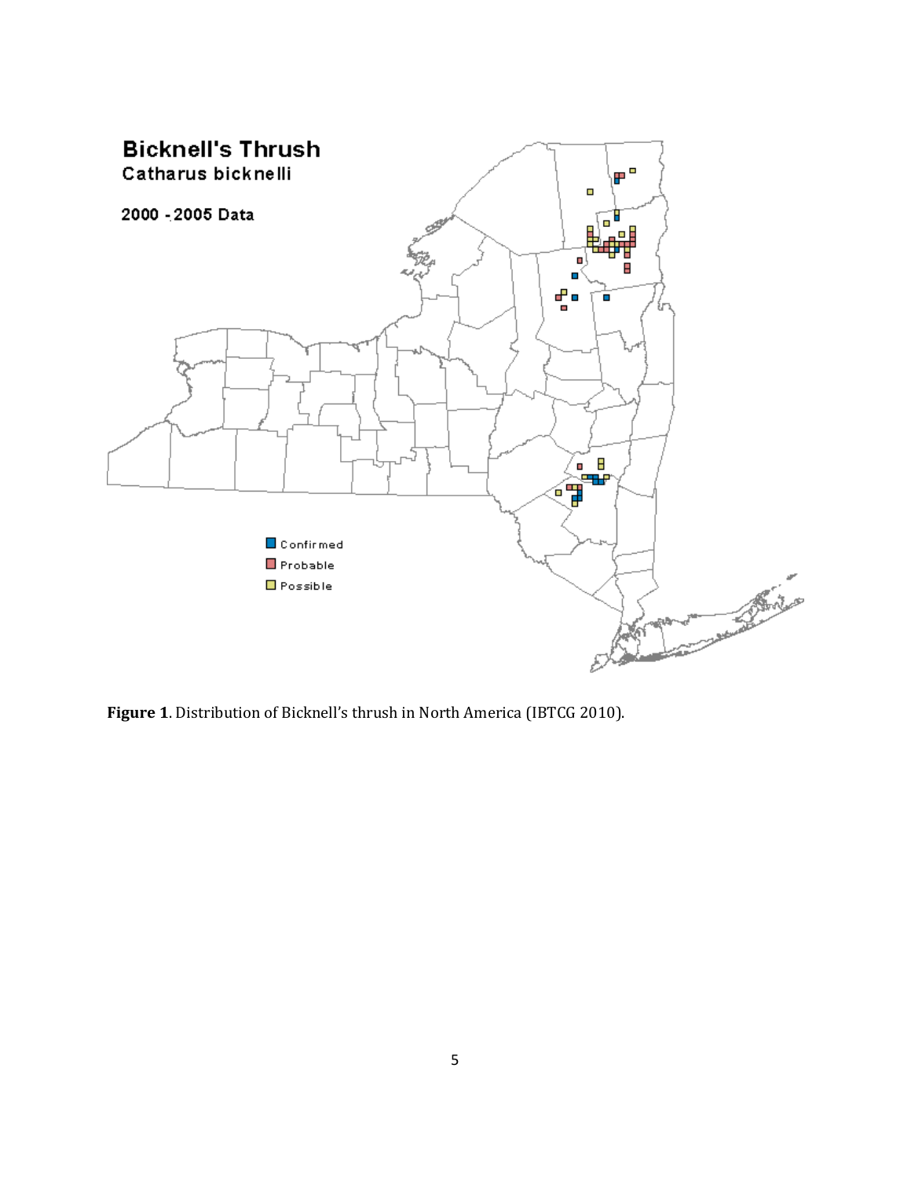**Figure 1**. Distribution of Bicknell's thrush in North America (IBTCG 2010).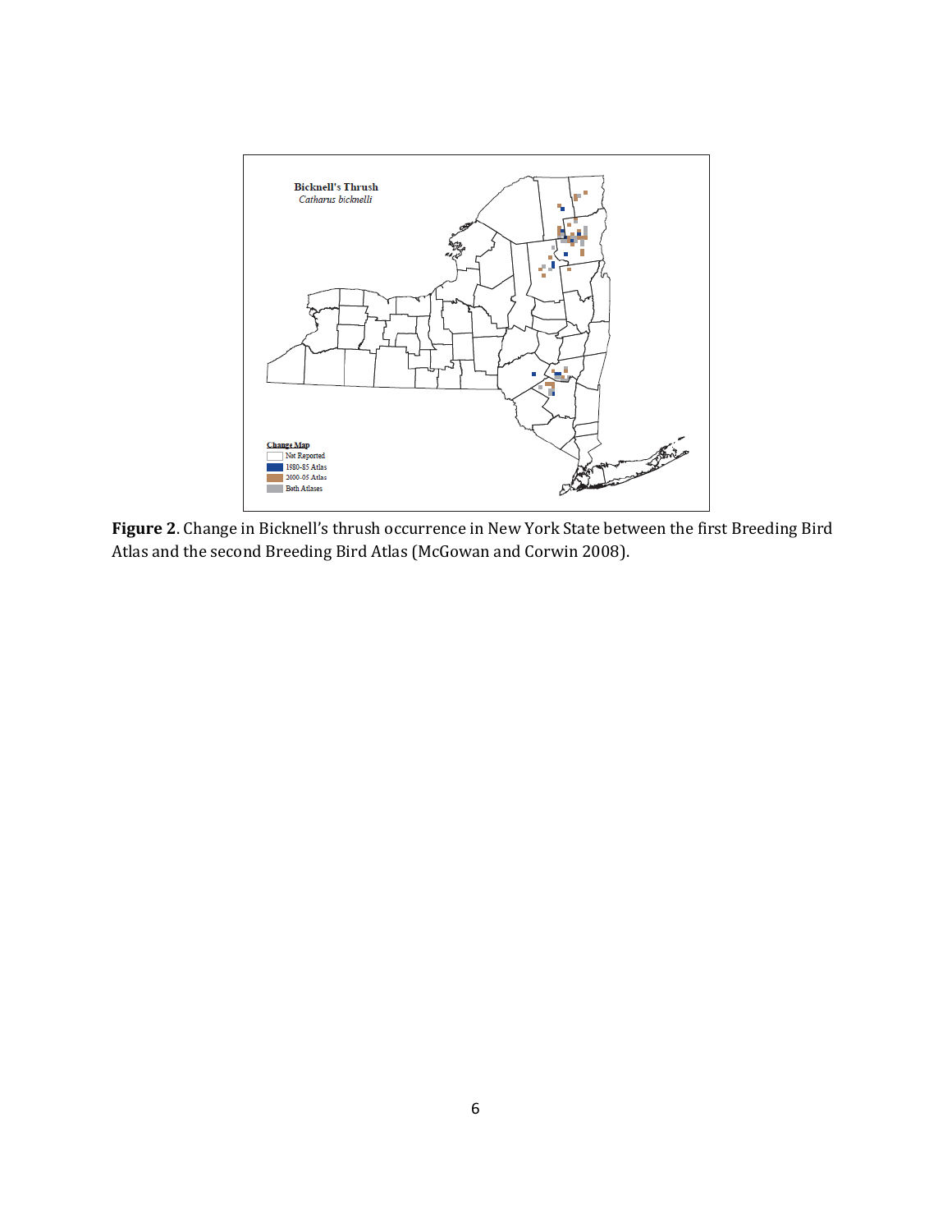**Figure 2**. Change in Bicknell's thrush occurrence in New York State between the first Breeding Bird Atlas and the second Breeding Bird Atlas (McGowan and Corwin 2008).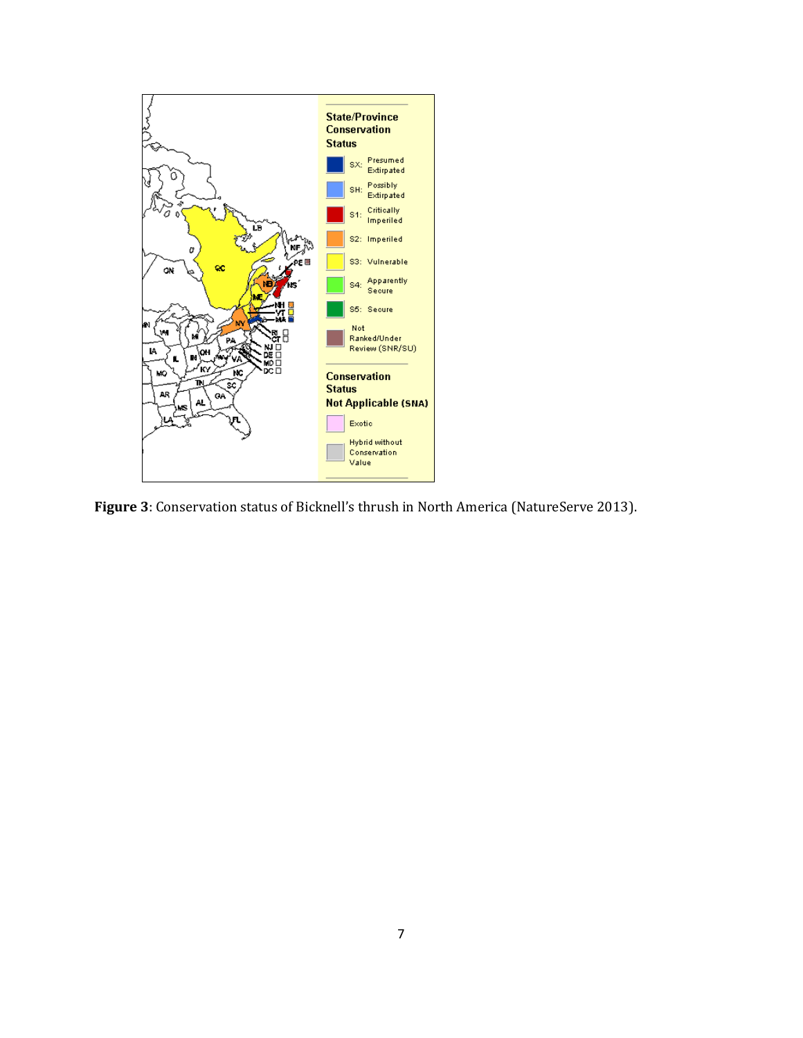**Figure 3**: Conservation status of Bicknell's thrush in North America (NatureServe 2013).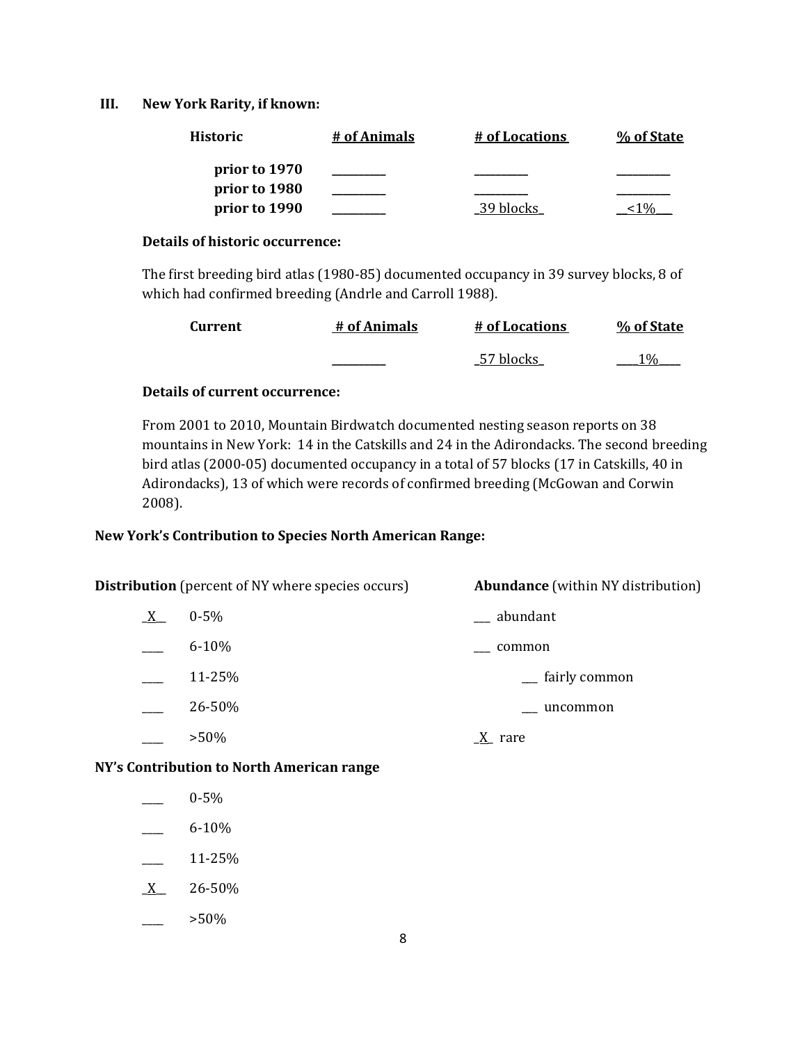## III. New York Rarity, if known:

| Historic | # of Animals | # of Locations | % of State |
|---|---|---|---|
| prior to 1970 | _________ | _________ | _________ |
| prior to 1980 | _________ | _________ | _________ |
| prior to 1990 | _________ | _39 blocks_ | __<1%__ |

**Details of historic occurrence:**

The first breeding bird atlas (1980-85) documented occupancy in 39 survey blocks, 8 of which had confirmed breeding (Andrle and Carroll 1988).

| Current | # of Animals | # of Locations | % of State |
|---|---|---|---|
| | _________ | _57 blocks_ | ____1%____ |

**Details of current occurrence:**

From 2001 to 2010, Mountain Birdwatch documented nesting season reports on 38 mountains in New York: 14 in the Catskills and 24 in the Adirondacks. The second breeding bird atlas (2000-05) documented occupancy in a total of 57 blocks (17 in Catskills, 40 in Adirondacks), 13 of which were records of confirmed breeding (McGowan and Corwin 2008).

### New York's Contribution to Species North American Range:

**Distribution** (percent of NY where species occurs)

- _X__ 0-5%
- ____ 6-10%
- ____ 11-25%
- ____ 26-50%
- ____ >50%

**Abundance** (within NY distribution)

- ___ abundant
- ___ common
  - ___ fairly common
  - ___ uncommon
- _X_ rare

**NY's Contribution to North American range**

- ____ 0-5%
- ____ 6-10%
- ____ 11-25%
- _X__ 26-50%
- ____ >50%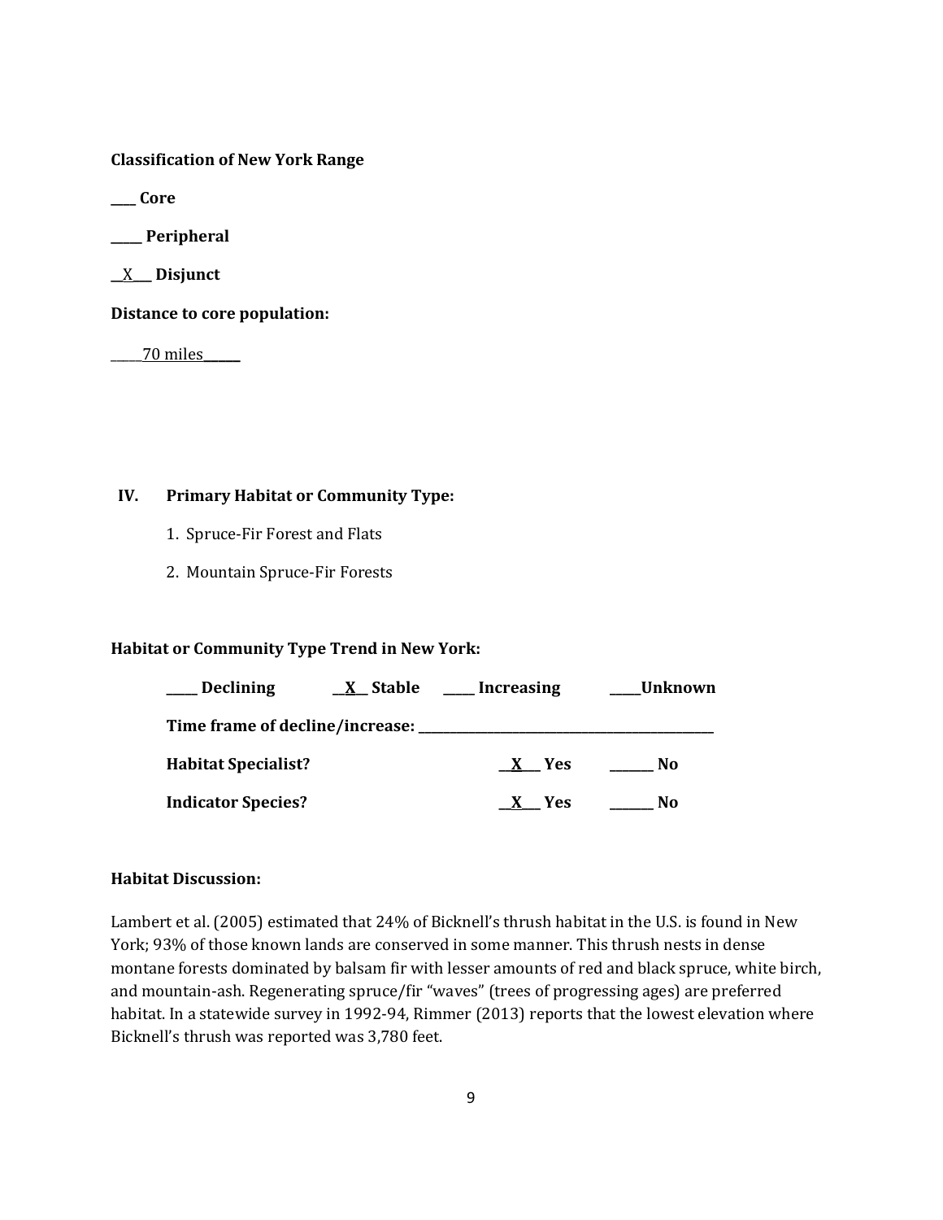**Classification of New York Range**

____ **Core**

_____ **Peripheral**

__X___ **Disjunct**

**Distance to core population:**

_____70 miles______

## IV. Primary Habitat or Community Type:

1. Spruce-Fir Forest and Flats
2. Mountain Spruce-Fir Forests

**Habitat or Community Type Trend in New York:**

_____ **Declining** __X__ **Stable** _____ **Increasing** _____**Unknown**

**Time frame of decline/increase:** _______________________________________________

**Habitat Specialist?** __X___ **Yes** _______ **No**

**Indicator Species?** __X___ **Yes** _______ **No**

**Habitat Discussion:**

Lambert et al. (2005) estimated that 24% of Bicknell's thrush habitat in the U.S. is found in New York; 93% of those known lands are conserved in some manner. This thrush nests in dense montane forests dominated by balsam fir with lesser amounts of red and black spruce, white birch, and mountain-ash. Regenerating spruce/fir "waves" (trees of progressing ages) are preferred habitat. In a statewide survey in 1992-94, Rimmer (2013) reports that the lowest elevation where Bicknell's thrush was reported was 3,780 feet.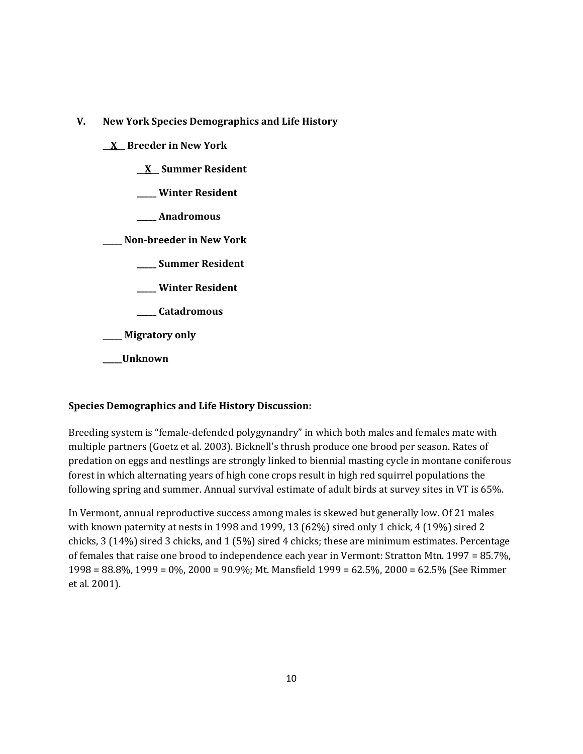## V. New York Species Demographics and Life History

__X__ Breeder in New York

  __X__ Summer Resident

  _____ Winter Resident

  _____ Anadromous

_____ Non-breeder in New York

  _____ Summer Resident

  _____ Winter Resident

  _____ Catadromous

_____ Migratory only

_____Unknown

**Species Demographics and Life History Discussion:**

Breeding system is "female-defended polygynandry" in which both males and females mate with multiple partners (Goetz et al. 2003). Bicknell's thrush produce one brood per season. Rates of predation on eggs and nestlings are strongly linked to biennial masting cycle in montane coniferous forest in which alternating years of high cone crops result in high red squirrel populations the following spring and summer. Annual survival estimate of adult birds at survey sites in VT is 65%.

In Vermont, annual reproductive success among males is skewed but generally low. Of 21 males with known paternity at nests in 1998 and 1999, 13 (62%) sired only 1 chick, 4 (19%) sired 2 chicks, 3 (14%) sired 3 chicks, and 1 (5%) sired 4 chicks; these are minimum estimates. Percentage of females that raise one brood to independence each year in Vermont: Stratton Mtn. 1997 = 85.7%, 1998 = 88.8%, 1999 = 0%, 2000 = 90.9%; Mt. Mansfield 1999 = 62.5%, 2000 = 62.5% (See Rimmer et al. 2001).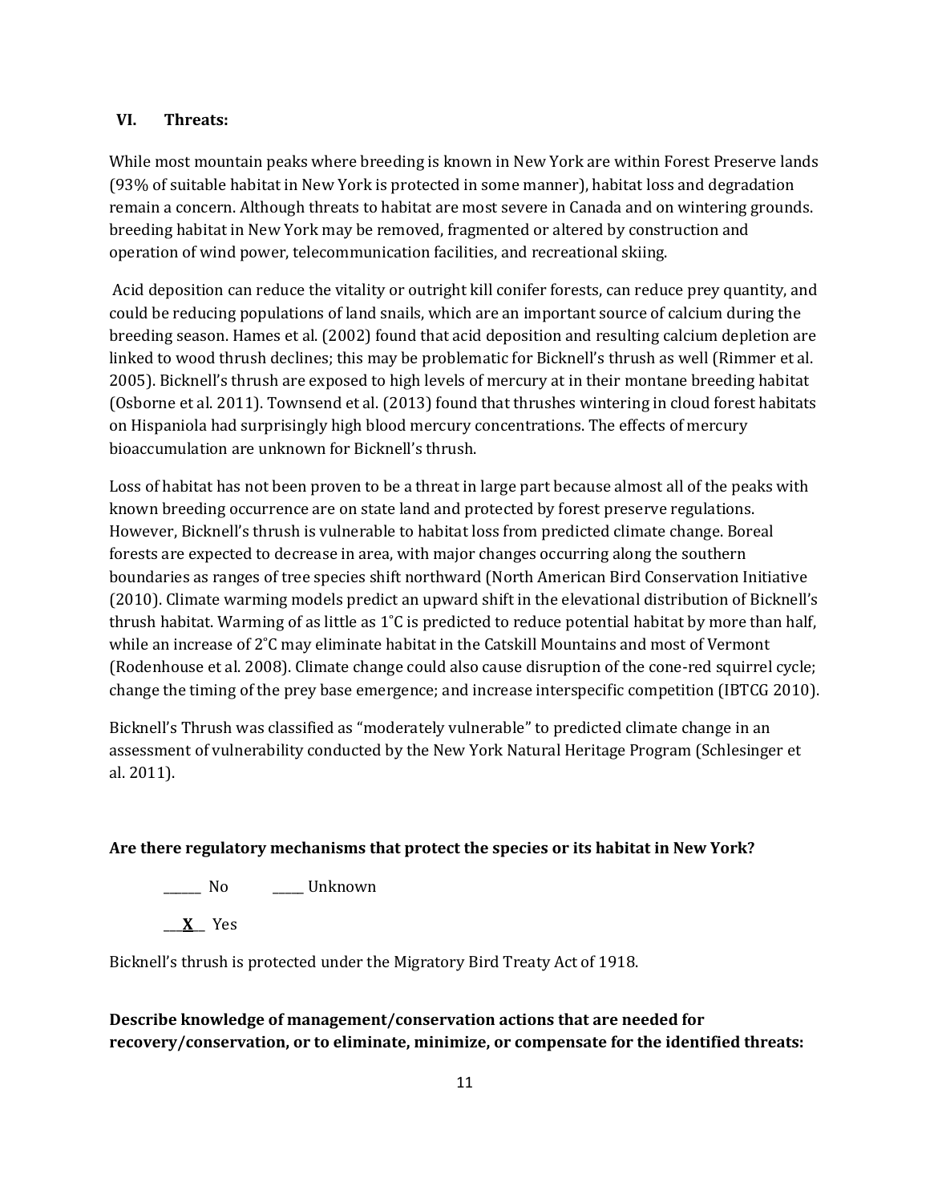## VI. Threats:

While most mountain peaks where breeding is known in New York are within Forest Preserve lands (93% of suitable habitat in New York is protected in some manner), habitat loss and degradation remain a concern. Although threats to habitat are most severe in Canada and on wintering grounds. breeding habitat in New York may be removed, fragmented or altered by construction and operation of wind power, telecommunication facilities, and recreational skiing.

Acid deposition can reduce the vitality or outright kill conifer forests, can reduce prey quantity, and could be reducing populations of land snails, which are an important source of calcium during the breeding season. Hames et al. (2002) found that acid deposition and resulting calcium depletion are linked to wood thrush declines; this may be problematic for Bicknell's thrush as well (Rimmer et al. 2005). Bicknell's thrush are exposed to high levels of mercury at in their montane breeding habitat (Osborne et al. 2011). Townsend et al. (2013) found that thrushes wintering in cloud forest habitats on Hispaniola had surprisingly high blood mercury concentrations. The effects of mercury bioaccumulation are unknown for Bicknell's thrush.

Loss of habitat has not been proven to be a threat in large part because almost all of the peaks with known breeding occurrence are on state land and protected by forest preserve regulations. However, Bicknell's thrush is vulnerable to habitat loss from predicted climate change. Boreal forests are expected to decrease in area, with major changes occurring along the southern boundaries as ranges of tree species shift northward (North American Bird Conservation Initiative (2010). Climate warming models predict an upward shift in the elevational distribution of Bicknell's thrush habitat. Warming of as little as 1˚C is predicted to reduce potential habitat by more than half, while an increase of 2˚C may eliminate habitat in the Catskill Mountains and most of Vermont (Rodenhouse et al. 2008). Climate change could also cause disruption of the cone-red squirrel cycle; change the timing of the prey base emergence; and increase interspecific competition (IBTCG 2010).

Bicknell's Thrush was classified as "moderately vulnerable" to predicted climate change in an assessment of vulnerability conducted by the New York Natural Heritage Program (Schlesinger et al. 2011).

**Are there regulatory mechanisms that protect the species or its habitat in New York?**

______ No ______ Unknown

__**X**__ Yes

Bicknell's thrush is protected under the Migratory Bird Treaty Act of 1918.

**Describe knowledge of management/conservation actions that are needed for recovery/conservation, or to eliminate, minimize, or compensate for the identified threats:**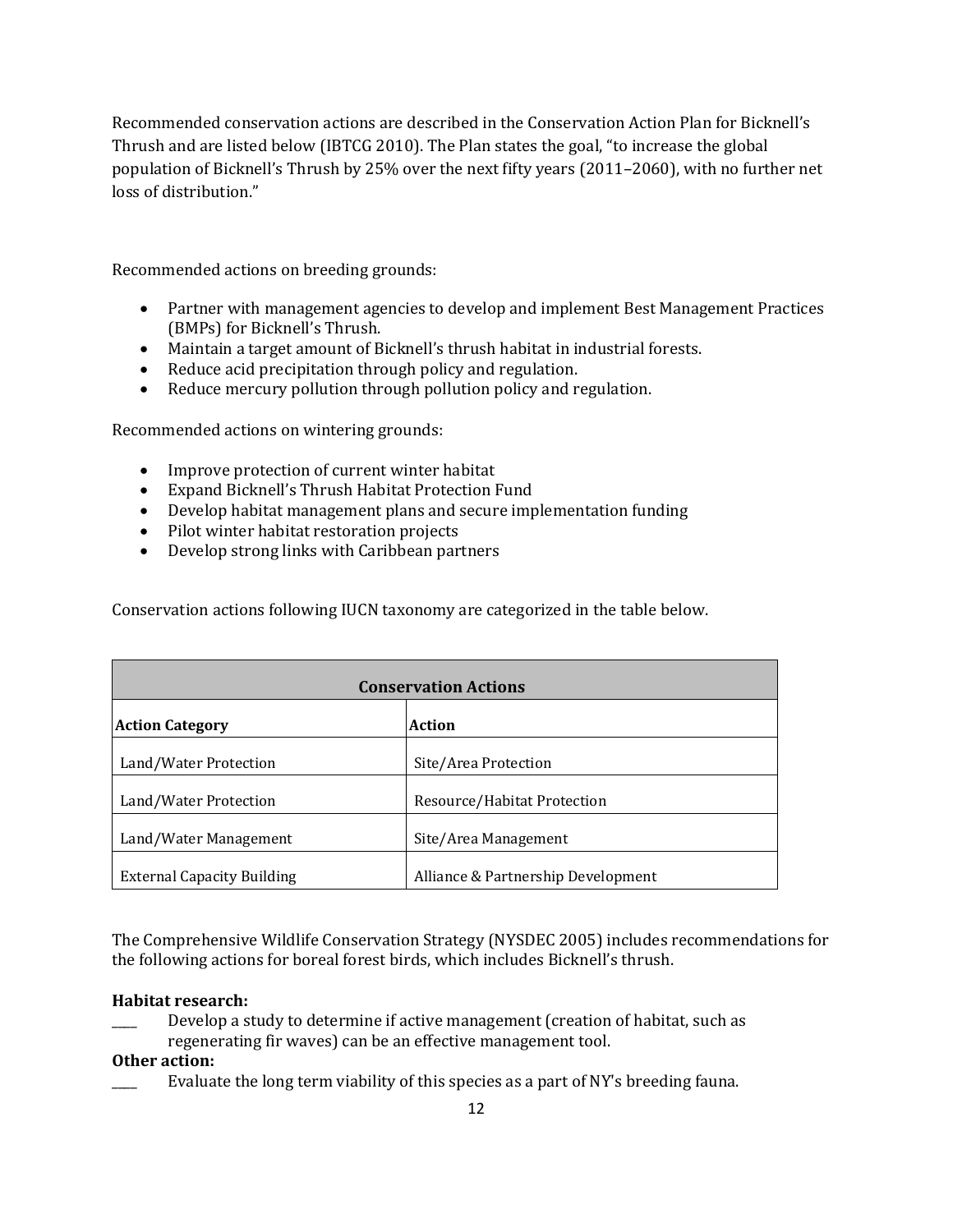Recommended conservation actions are described in the Conservation Action Plan for Bicknell's Thrush and are listed below (IBTCG 2010). The Plan states the goal, "to increase the global population of Bicknell's Thrush by 25% over the next fifty years (2011–2060), with no further net loss of distribution."

Recommended actions on breeding grounds:

- Partner with management agencies to develop and implement Best Management Practices (BMPs) for Bicknell's Thrush.
- Maintain a target amount of Bicknell's thrush habitat in industrial forests.
- Reduce acid precipitation through policy and regulation.
- Reduce mercury pollution through pollution policy and regulation.

Recommended actions on wintering grounds:

- Improve protection of current winter habitat
- Expand Bicknell's Thrush Habitat Protection Fund
- Develop habitat management plans and secure implementation funding
- Pilot winter habitat restoration projects
- Develop strong links with Caribbean partners

Conservation actions following IUCN taxonomy are categorized in the table below.

| Conservation Actions | |
|---|---|
| **Action Category** | **Action** |
| Land/Water Protection | Site/Area Protection |
| Land/Water Protection | Resource/Habitat Protection |
| Land/Water Management | Site/Area Management |
| External Capacity Building | Alliance & Partnership Development |

The Comprehensive Wildlife Conservation Strategy (NYSDEC 2005) includes recommendations for the following actions for boreal forest birds, which includes Bicknell's thrush.

**Habitat research:**

____ Develop a study to determine if active management (creation of habitat, such as regenerating fir waves) can be an effective management tool.

**Other action:**

____ Evaluate the long term viability of this species as a part of NY's breeding fauna.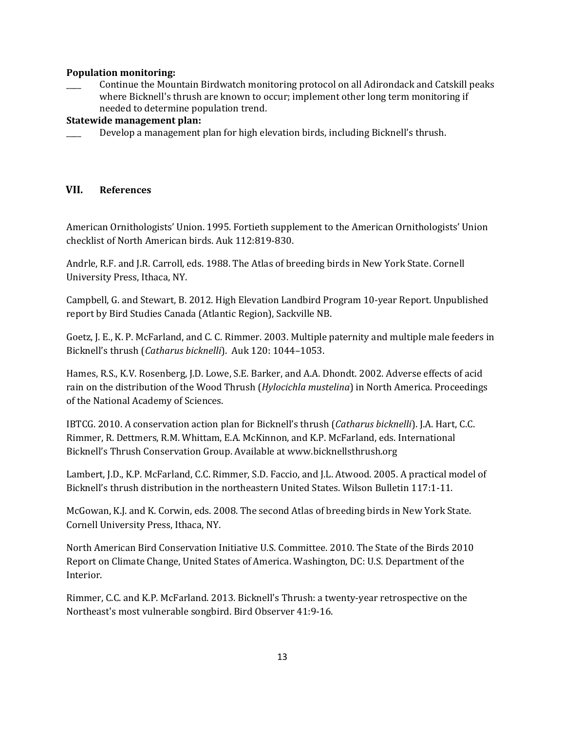**Population monitoring:**

____ Continue the Mountain Birdwatch monitoring protocol on all Adirondack and Catskill peaks where Bicknell's thrush are known to occur; implement other long term monitoring if needed to determine population trend.

**Statewide management plan:**

____ Develop a management plan for high elevation birds, including Bicknell's thrush.

## VII. References

American Ornithologists' Union. 1995. Fortieth supplement to the American Ornithologists' Union checklist of North American birds. Auk 112:819-830.

Andrle, R.F. and J.R. Carroll, eds. 1988. The Atlas of breeding birds in New York State. Cornell University Press, Ithaca, NY.

Campbell, G. and Stewart, B. 2012. High Elevation Landbird Program 10-year Report. Unpublished report by Bird Studies Canada (Atlantic Region), Sackville NB.

Goetz, J. E., K. P. McFarland, and C. C. Rimmer. 2003. Multiple paternity and multiple male feeders in Bicknell's thrush (*Catharus bicknelli*). Auk 120: 1044–1053.

Hames, R.S., K.V. Rosenberg, J.D. Lowe, S.E. Barker, and A.A. Dhondt. 2002. Adverse effects of acid rain on the distribution of the Wood Thrush (*Hylocichla mustelina*) in North America. Proceedings of the National Academy of Sciences.

IBTCG. 2010. A conservation action plan for Bicknell's thrush (*Catharus bicknelli*). J.A. Hart, C.C. Rimmer, R. Dettmers, R.M. Whittam, E.A. McKinnon, and K.P. McFarland, eds. International Bicknell's Thrush Conservation Group. Available at www.bicknellsthrush.org

Lambert, J.D., K.P. McFarland, C.C. Rimmer, S.D. Faccio, and J.L. Atwood. 2005. A practical model of Bicknell's thrush distribution in the northeastern United States. Wilson Bulletin 117:1-11.

McGowan, K.J. and K. Corwin, eds. 2008. The second Atlas of breeding birds in New York State. Cornell University Press, Ithaca, NY.

North American Bird Conservation Initiative U.S. Committee. 2010. The State of the Birds 2010 Report on Climate Change, United States of America. Washington, DC: U.S. Department of the Interior.

Rimmer, C.C. and K.P. McFarland. 2013. Bicknell's Thrush: a twenty-year retrospective on the Northeast's most vulnerable songbird. Bird Observer 41:9-16.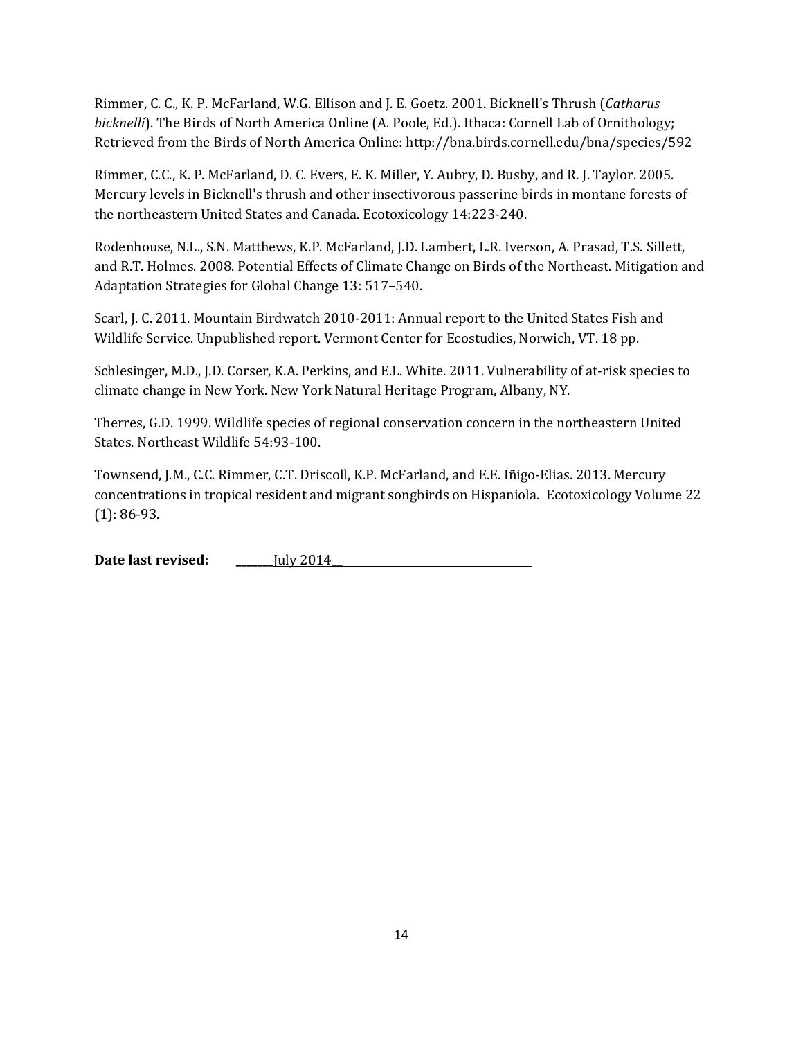Rimmer, C. C., K. P. McFarland, W.G. Ellison and J. E. Goetz. 2001. Bicknell's Thrush (*Catharus bicknelli*). The Birds of North America Online (A. Poole, Ed.). Ithaca: Cornell Lab of Ornithology; Retrieved from the Birds of North America Online: http://bna.birds.cornell.edu/bna/species/592

Rimmer, C.C., K. P. McFarland, D. C. Evers, E. K. Miller, Y. Aubry, D. Busby, and R. J. Taylor. 2005. Mercury levels in Bicknell's thrush and other insectivorous passerine birds in montane forests of the northeastern United States and Canada. Ecotoxicology 14:223-240.

Rodenhouse, N.L., S.N. Matthews, K.P. McFarland, J.D. Lambert, L.R. Iverson, A. Prasad, T.S. Sillett, and R.T. Holmes. 2008. Potential Effects of Climate Change on Birds of the Northeast. Mitigation and Adaptation Strategies for Global Change 13: 517–540.

Scarl, J. C. 2011. Mountain Birdwatch 2010-2011: Annual report to the United States Fish and Wildlife Service. Unpublished report. Vermont Center for Ecostudies, Norwich, VT. 18 pp.

Schlesinger, M.D., J.D. Corser, K.A. Perkins, and E.L. White. 2011. Vulnerability of at-risk species to climate change in New York. New York Natural Heritage Program, Albany, NY.

Therres, G.D. 1999. Wildlife species of regional conservation concern in the northeastern United States. Northeast Wildlife 54:93-100.

Townsend, J.M., C.C. Rimmer, C.T. Driscoll, K.P. McFarland, and E.E. Iñigo-Elias. 2013. Mercury concentrations in tropical resident and migrant songbirds on Hispaniola. Ecotoxicology Volume 22 (1): 86-93.

**Date last revised:** July 2014